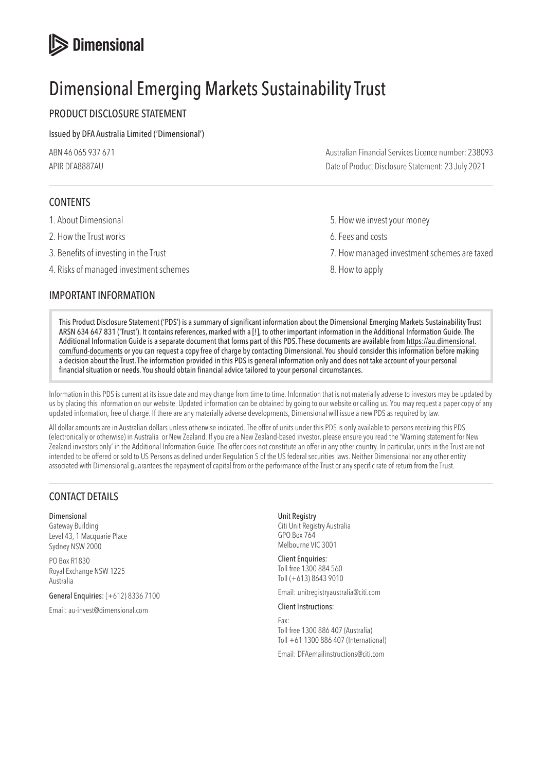Dimensional

# Dimensional Emerging Markets Sustainability Trust

## PRODUCT DISCLOSURE STATEMENT

Issued by DFA Australia Limited ('Dimensional')

ABN 46 065 937 671

APIR DFA8887AU

Australian Financial Services Licence number: 238093

Date of Product Disclosure Statement: 23 July 2021

## CONTENTS

1. About Dimensional
2. How the Trust works
3. Benefits of investing in the Trust
4. Risks of managed investment schemes
5. How we invest your money
6. Fees and costs
7. How managed investment schemes are taxed
8. How to apply

## IMPORTANT INFORMATION

This Product Disclosure Statement ('PDS') is a summary of significant information about the Dimensional Emerging Markets Sustainability Trust ARSN 634 647 831 ('Trust'). It contains references, marked with a [!], to other important information in the Additional Information Guide. The Additional Information Guide is a separate document that forms part of this PDS. These documents are available from https://au.dimensional.com/fund-documents or you can request a copy free of charge by contacting Dimensional. You should consider this information before making a decision about the Trust. The information provided in this PDS is general information only and does not take account of your personal financial situation or needs. You should obtain financial advice tailored to your personal circumstances.

Information in this PDS is current at its issue date and may change from time to time. Information that is not materially adverse to investors may be updated by us by placing this information on our website. Updated information can be obtained by going to our website or calling us. You may request a paper copy of any updated information, free of charge. If there are any materially adverse developments, Dimensional will issue a new PDS as required by law.

All dollar amounts are in Australian dollars unless otherwise indicated. The offer of units under this PDS is only available to persons receiving this PDS (electronically or otherwise) in Australia or New Zealand. If you are a New Zealand-based investor, please ensure you read the 'Warning statement for New Zealand investors only' in the Additional Information Guide. The offer does not constitute an offer in any other country. In particular, units in the Trust are not intended to be offered or sold to US Persons as defined under Regulation S of the US federal securities laws. Neither Dimensional nor any other entity associated with Dimensional guarantees the repayment of capital from or the performance of the Trust or any specific rate of return from the Trust.

## CONTACT DETAILS

**Dimensional**
Gateway Building
Level 43, 1 Macquarie Place
Sydney NSW 2000

PO Box R1830
Royal Exchange NSW 1225
Australia

**General Enquiries:** (+612) 8336 7100

Email: au-invest@dimensional.com

**Unit Registry**
Citi Unit Registry Australia
GPO Box 764
Melbourne VIC 3001

**Client Enquiries:**
Toll free 1300 884 560
Toll (+613) 8643 9010

Email: unitregistryaustralia@citi.com

**Client Instructions:**

Fax:
Toll free 1300 886 407 (Australia)
Toll +61 1300 886 407 (International)

Email: DFAemailinstructions@citi.com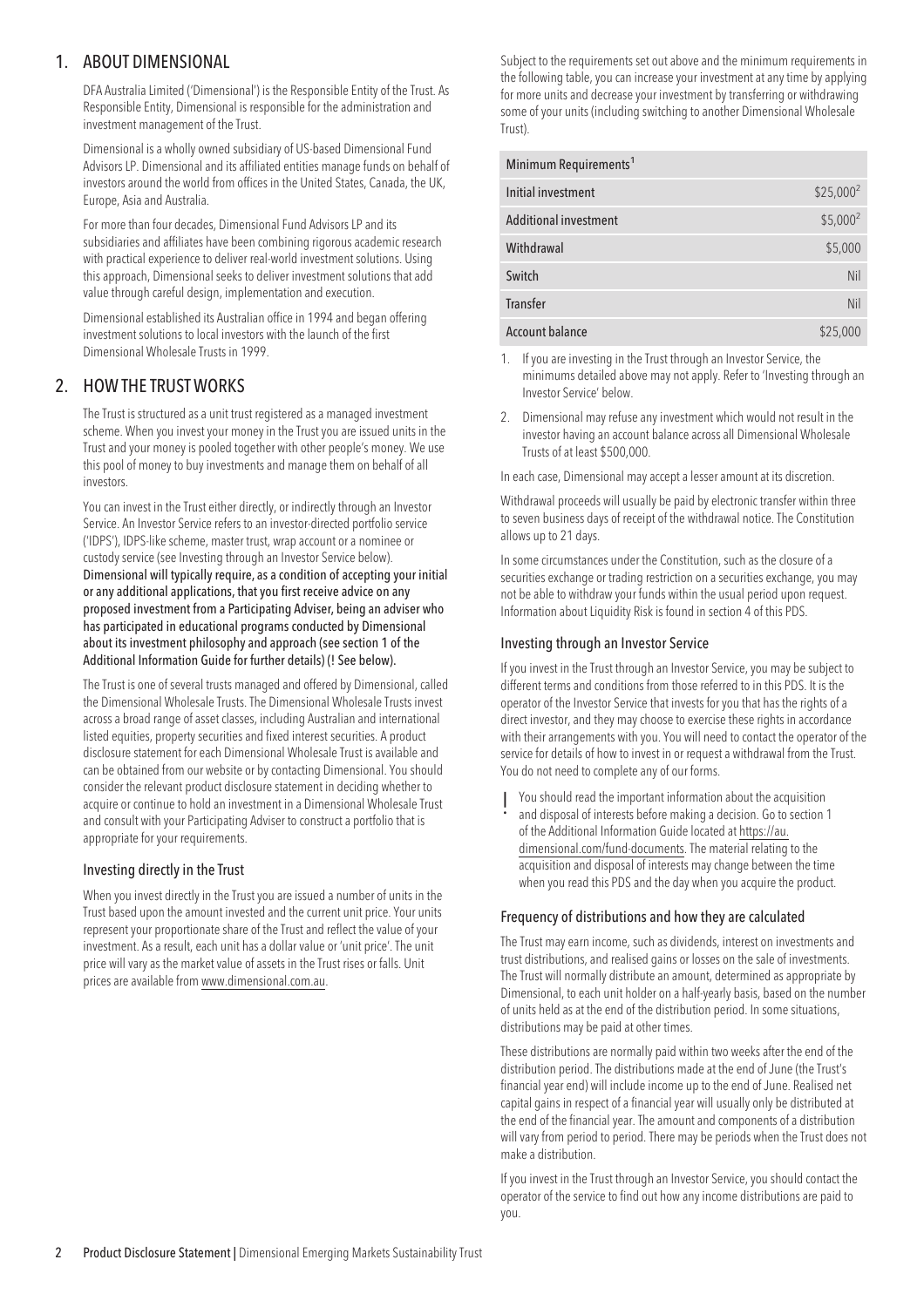## 1. ABOUT DIMENSIONAL

DFA Australia Limited ('Dimensional') is the Responsible Entity of the Trust. As Responsible Entity, Dimensional is responsible for the administration and investment management of the Trust.

Dimensional is a wholly owned subsidiary of US-based Dimensional Fund Advisors LP. Dimensional and its affiliated entities manage funds on behalf of investors around the world from offices in the United States, Canada, the UK, Europe, Asia and Australia.

For more than four decades, Dimensional Fund Advisors LP and its subsidiaries and affiliates have been combining rigorous academic research with practical experience to deliver real-world investment solutions. Using this approach, Dimensional seeks to deliver investment solutions that add value through careful design, implementation and execution.

Dimensional established its Australian office in 1994 and began offering investment solutions to local investors with the launch of the first Dimensional Wholesale Trusts in 1999.

## 2. HOW THE TRUST WORKS

The Trust is structured as a unit trust registered as a managed investment scheme. When you invest your money in the Trust you are issued units in the Trust and your money is pooled together with other people's money. We use this pool of money to buy investments and manage them on behalf of all investors.

You can invest in the Trust either directly, or indirectly through an Investor Service. An Investor Service refers to an investor-directed portfolio service ('IDPS'), IDPS-like scheme, master trust, wrap account or a nominee or custody service (see Investing through an Investor Service below). **Dimensional will typically require, as a condition of accepting your initial or any additional applications, that you first receive advice on any proposed investment from a Participating Adviser, being an adviser who has participated in educational programs conducted by Dimensional about its investment philosophy and approach (see section 1 of the Additional Information Guide for further details) (! See below).**

The Trust is one of several trusts managed and offered by Dimensional, called the Dimensional Wholesale Trusts. The Dimensional Wholesale Trusts invest across a broad range of asset classes, including Australian and international listed equities, property securities and fixed interest securities. A product disclosure statement for each Dimensional Wholesale Trust is available and can be obtained from our website or by contacting Dimensional. You should consider the relevant product disclosure statement in deciding whether to acquire or continue to hold an investment in a Dimensional Wholesale Trust and consult with your Participating Adviser to construct a portfolio that is appropriate for your requirements.

### Investing directly in the Trust

When you invest directly in the Trust you are issued a number of units in the Trust based upon the amount invested and the current unit price. Your units represent your proportionate share of the Trust and reflect the value of your investment. As a result, each unit has a dollar value or 'unit price'. The unit price will vary as the market value of assets in the Trust rises or falls. Unit prices are available from www.dimensional.com.au.

Subject to the requirements set out above and the minimum requirements in the following table, you can increase your investment at any time by applying for more units and decrease your investment by transferring or withdrawing some of your units (including switching to another Dimensional Wholesale Trust).

| Minimum Requirements[1] | |
|---|---|
| Initial investment | $25,000[2] |
| Additional investment | $5,000[2] |
| Withdrawal | $5,000 |
| Switch | Nil |
| Transfer | Nil |
| Account balance | $25,000 |

1. If you are investing in the Trust through an Investor Service, the minimums detailed above may not apply. Refer to 'Investing through an Investor Service' below.
2. Dimensional may refuse any investment which would not result in the investor having an account balance across all Dimensional Wholesale Trusts of at least $500,000.

In each case, Dimensional may accept a lesser amount at its discretion.

Withdrawal proceeds will usually be paid by electronic transfer within three to seven business days of receipt of the withdrawal notice. The Constitution allows up to 21 days.

In some circumstances under the Constitution, such as the closure of a securities exchange or trading restriction on a securities exchange, you may not be able to withdraw your funds within the usual period upon request. Information about Liquidity Risk is found in section 4 of this PDS.

### Investing through an Investor Service

If you invest in the Trust through an Investor Service, you may be subject to different terms and conditions from those referred to in this PDS. It is the operator of the Investor Service that invests for you that has the rights of a direct investor, and they may choose to exercise these rights in accordance with their arrangements with you. You will need to contact the operator of the service for details of how to invest in or request a withdrawal from the Trust. You do not need to complete any of our forms.

! You should read the important information about the acquisition and disposal of interests before making a decision. Go to section 1 of the Additional Information Guide located at https://au.dimensional.com/fund-documents. The material relating to the acquisition and disposal of interests may change between the time when you read this PDS and the day when you acquire the product.

### Frequency of distributions and how they are calculated

The Trust may earn income, such as dividends, interest on investments and trust distributions, and realised gains or losses on the sale of investments. The Trust will normally distribute an amount, determined as appropriate by Dimensional, to each unit holder on a half-yearly basis, based on the number of units held as at the end of the distribution period. In some situations, distributions may be paid at other times.

These distributions are normally paid within two weeks after the end of the distribution period. The distributions made at the end of June (the Trust's financial year end) will include income up to the end of June. Realised net capital gains in respect of a financial year will usually only be distributed at the end of the financial year. The amount and components of a distribution will vary from period to period. There may be periods when the Trust does not make a distribution.

If you invest in the Trust through an Investor Service, you should contact the operator of the service to find out how any income distributions are paid to you.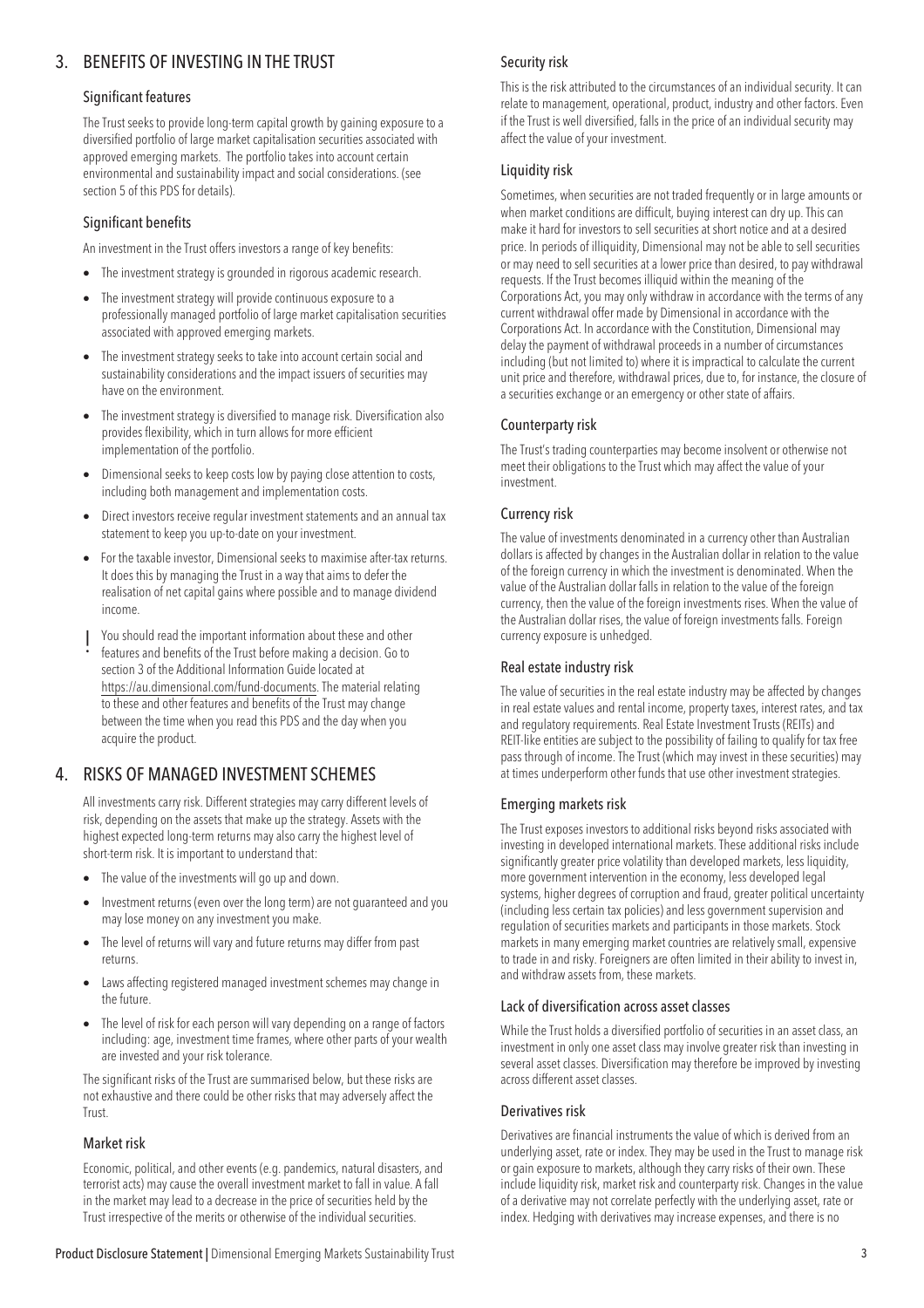## 3. BENEFITS OF INVESTING IN THE TRUST

### Significant features

The Trust seeks to provide long-term capital growth by gaining exposure to a diversified portfolio of large market capitalisation securities associated with approved emerging markets. The portfolio takes into account certain environmental and sustainability impact and social considerations. (see section 5 of this PDS for details).

### Significant benefits

An investment in the Trust offers investors a range of key benefits:

- The investment strategy is grounded in rigorous academic research.
- The investment strategy will provide continuous exposure to a professionally managed portfolio of large market capitalisation securities associated with approved emerging markets.
- The investment strategy seeks to take into account certain social and sustainability considerations and the impact issuers of securities may have on the environment.
- The investment strategy is diversified to manage risk. Diversification also provides flexibility, which in turn allows for more efficient implementation of the portfolio.
- Dimensional seeks to keep costs low by paying close attention to costs, including both management and implementation costs.
- Direct investors receive regular investment statements and an annual tax statement to keep you up-to-date on your investment.
- For the taxable investor, Dimensional seeks to maximise after-tax returns. It does this by managing the Trust in a way that aims to defer the realisation of net capital gains where possible and to manage dividend income.

! You should read the important information about these and other features and benefits of the Trust before making a decision. Go to section 3 of the Additional Information Guide located at https://au.dimensional.com/fund-documents. The material relating to these and other features and benefits of the Trust may change between the time when you read this PDS and the day when you acquire the product.

## 4. RISKS OF MANAGED INVESTMENT SCHEMES

All investments carry risk. Different strategies may carry different levels of risk, depending on the assets that make up the strategy. Assets with the highest expected long-term returns may also carry the highest level of short-term risk. It is important to understand that:

- The value of the investments will go up and down.
- Investment returns (even over the long term) are not guaranteed and you may lose money on any investment you make.
- The level of returns will vary and future returns may differ from past returns.
- Laws affecting registered managed investment schemes may change in the future.
- The level of risk for each person will vary depending on a range of factors including: age, investment time frames, where other parts of your wealth are invested and your risk tolerance.

The significant risks of the Trust are summarised below, but these risks are not exhaustive and there could be other risks that may adversely affect the Trust.

### Market risk

Economic, political, and other events (e.g. pandemics, natural disasters, and terrorist acts) may cause the overall investment market to fall in value. A fall in the market may lead to a decrease in the price of securities held by the Trust irrespective of the merits or otherwise of the individual securities.

### Security risk

This is the risk attributed to the circumstances of an individual security. It can relate to management, operational, product, industry and other factors. Even if the Trust is well diversified, falls in the price of an individual security may affect the value of your investment.

### Liquidity risk

Sometimes, when securities are not traded frequently or in large amounts or when market conditions are difficult, buying interest can dry up. This can make it hard for investors to sell securities at short notice and at a desired price. In periods of illiquidity, Dimensional may not be able to sell securities or may need to sell securities at a lower price than desired, to pay withdrawal requests. If the Trust becomes illiquid within the meaning of the Corporations Act, you may only withdraw in accordance with the terms of any current withdrawal offer made by Dimensional in accordance with the Corporations Act. In accordance with the Constitution, Dimensional may delay the payment of withdrawal proceeds in a number of circumstances including (but not limited to) where it is impractical to calculate the current unit price and therefore, withdrawal prices, due to, for instance, the closure of a securities exchange or an emergency or other state of affairs.

### Counterparty risk

The Trust's trading counterparties may become insolvent or otherwise not meet their obligations to the Trust which may affect the value of your investment.

### Currency risk

The value of investments denominated in a currency other than Australian dollars is affected by changes in the Australian dollar in relation to the value of the foreign currency in which the investment is denominated. When the value of the Australian dollar falls in relation to the value of the foreign currency, then the value of the foreign investments rises. When the value of the Australian dollar rises, the value of foreign investments falls. Foreign currency exposure is unhedged.

### Real estate industry risk

The value of securities in the real estate industry may be affected by changes in real estate values and rental income, property taxes, interest rates, and tax and regulatory requirements. Real Estate Investment Trusts (REITs) and REIT-like entities are subject to the possibility of failing to qualify for tax free pass through of income. The Trust (which may invest in these securities) may at times underperform other funds that use other investment strategies.

### Emerging markets risk

The Trust exposes investors to additional risks beyond risks associated with investing in developed international markets. These additional risks include significantly greater price volatility than developed markets, less liquidity, more government intervention in the economy, less developed legal systems, higher degrees of corruption and fraud, greater political uncertainty (including less certain tax policies) and less government supervision and regulation of securities markets and participants in those markets. Stock markets in many emerging market countries are relatively small, expensive to trade in and risky. Foreigners are often limited in their ability to invest in, and withdraw assets from, these markets.

### Lack of diversification across asset classes

While the Trust holds a diversified portfolio of securities in an asset class, an investment in only one asset class may involve greater risk than investing in several asset classes. Diversification may therefore be improved by investing across different asset classes.

### Derivatives risk

Derivatives are financial instruments the value of which is derived from an underlying asset, rate or index. They may be used in the Trust to manage risk or gain exposure to markets, although they carry risks of their own. These include liquidity risk, market risk and counterparty risk. Changes in the value of a derivative may not correlate perfectly with the underlying asset, rate or index. Hedging with derivatives may increase expenses, and there is no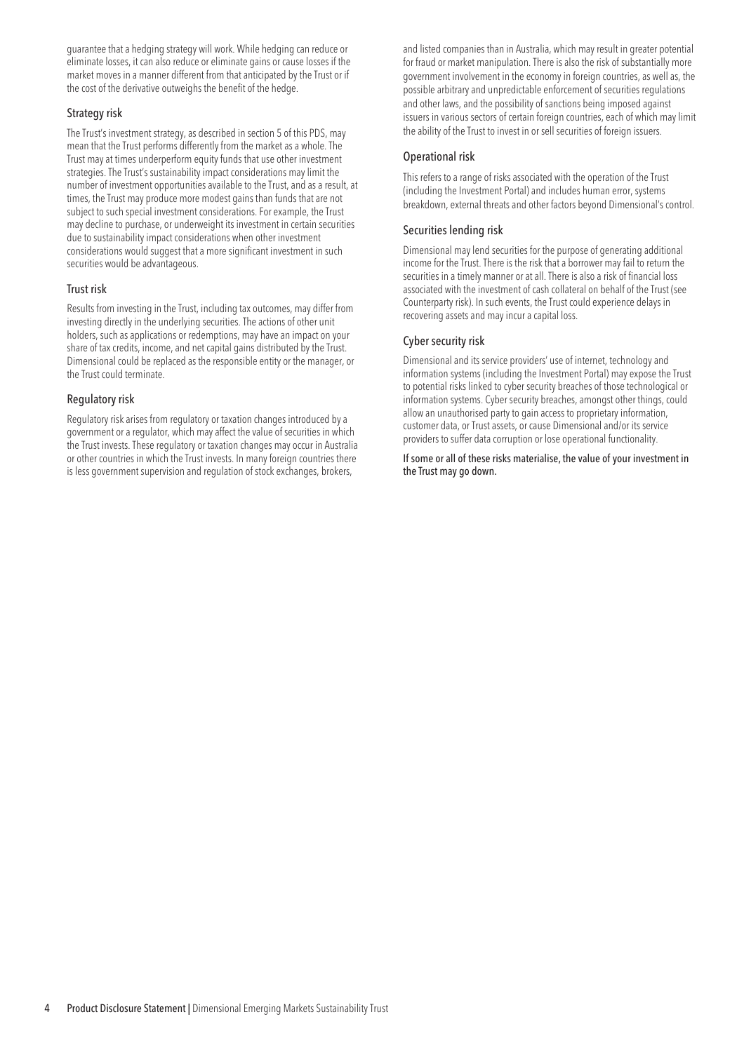guarantee that a hedging strategy will work. While hedging can reduce or eliminate losses, it can also reduce or eliminate gains or cause losses if the market moves in a manner different from that anticipated by the Trust or if the cost of the derivative outweighs the benefit of the hedge.

### Strategy risk

The Trust's investment strategy, as described in section 5 of this PDS, may mean that the Trust performs differently from the market as a whole. The Trust may at times underperform equity funds that use other investment strategies. The Trust's sustainability impact considerations may limit the number of investment opportunities available to the Trust, and as a result, at times, the Trust may produce more modest gains than funds that are not subject to such special investment considerations. For example, the Trust may decline to purchase, or underweight its investment in certain securities due to sustainability impact considerations when other investment considerations would suggest that a more significant investment in such securities would be advantageous.

### Trust risk

Results from investing in the Trust, including tax outcomes, may differ from investing directly in the underlying securities. The actions of other unit holders, such as applications or redemptions, may have an impact on your share of tax credits, income, and net capital gains distributed by the Trust. Dimensional could be replaced as the responsible entity or the manager, or the Trust could terminate.

### Regulatory risk

Regulatory risk arises from regulatory or taxation changes introduced by a government or a regulator, which may affect the value of securities in which the Trust invests. These regulatory or taxation changes may occur in Australia or other countries in which the Trust invests. In many foreign countries there is less government supervision and regulation of stock exchanges, brokers, and listed companies than in Australia, which may result in greater potential for fraud or market manipulation. There is also the risk of substantially more government involvement in the economy in foreign countries, as well as, the possible arbitrary and unpredictable enforcement of securities regulations and other laws, and the possibility of sanctions being imposed against issuers in various sectors of certain foreign countries, each of which may limit the ability of the Trust to invest in or sell securities of foreign issuers.

### Operational risk

This refers to a range of risks associated with the operation of the Trust (including the Investment Portal) and includes human error, systems breakdown, external threats and other factors beyond Dimensional's control.

### Securities lending risk

Dimensional may lend securities for the purpose of generating additional income for the Trust. There is the risk that a borrower may fail to return the securities in a timely manner or at all. There is also a risk of financial loss associated with the investment of cash collateral on behalf of the Trust (see Counterparty risk). In such events, the Trust could experience delays in recovering assets and may incur a capital loss.

### Cyber security risk

Dimensional and its service providers' use of internet, technology and information systems (including the Investment Portal) may expose the Trust to potential risks linked to cyber security breaches of those technological or information systems. Cyber security breaches, amongst other things, could allow an unauthorised party to gain access to proprietary information, customer data, or Trust assets, or cause Dimensional and/or its service providers to suffer data corruption or lose operational functionality.

**If some or all of these risks materialise, the value of your investment in the Trust may go down.**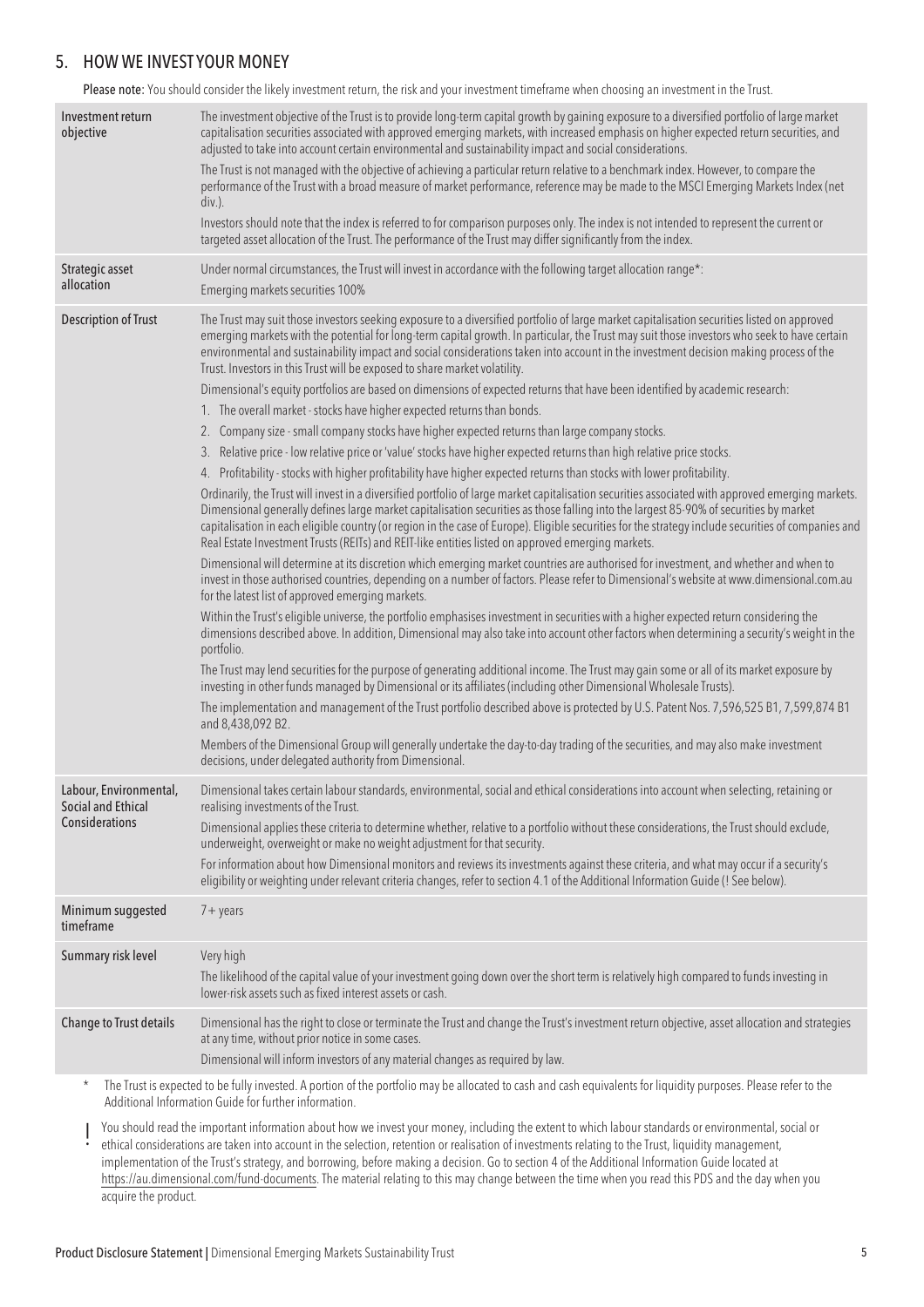## 5. HOW WE INVEST YOUR MONEY

**Please note:** You should consider the likely investment return, the risk and your investment timeframe when choosing an investment in the Trust.

| | |
|---|---|
| **Investment return objective** | The investment objective of the Trust is to provide long-term capital growth by gaining exposure to a diversified portfolio of large market capitalisation securities associated with approved emerging markets, with increased emphasis on higher expected return securities, and adjusted to take into account certain environmental and sustainability impact and social considerations.<br><br>The Trust is not managed with the objective of achieving a particular return relative to a benchmark index. However, to compare the performance of the Trust with a broad measure of market performance, reference may be made to the MSCI Emerging Markets Index (net div.).<br><br>Investors should note that the index is referred to for comparison purposes only. The index is not intended to represent the current or targeted asset allocation of the Trust. The performance of the Trust may differ significantly from the index. |
| **Strategic asset allocation** | Under normal circumstances, the Trust will invest in accordance with the following target allocation range*:<br>Emerging markets securities 100% |
| **Description of Trust** | The Trust may suit those investors seeking exposure to a diversified portfolio of large market capitalisation securities listed on approved emerging markets with the potential for long-term capital growth. In particular, the Trust may suit those investors who seek to have certain environmental and sustainability impact and social considerations taken into account in the investment decision making process of the Trust. Investors in this Trust will be exposed to share market volatility.<br><br>Dimensional's equity portfolios are based on dimensions of expected returns that have been identified by academic research:<br>1. The overall market - stocks have higher expected returns than bonds.<br>2. Company size - small company stocks have higher expected returns than large company stocks.<br>3. Relative price - low relative price or 'value' stocks have higher expected returns than high relative price stocks.<br>4. Profitability - stocks with higher profitability have higher expected returns than stocks with lower profitability.<br><br>Ordinarily, the Trust will invest in a diversified portfolio of large market capitalisation securities associated with approved emerging markets. Dimensional generally defines large market capitalisation securities as those falling into the largest 85-90% of securities by market capitalisation in each eligible country (or region in the case of Europe). Eligible securities for the strategy include securities of companies and Real Estate Investment Trusts (REITs) and REIT-like entities listed on approved emerging markets.<br><br>Dimensional will determine at its discretion which emerging market countries are authorised for investment, and whether and when to invest in those authorised countries, depending on a number of factors. Please refer to Dimensional's website at www.dimensional.com.au for the latest list of approved emerging markets.<br><br>Within the Trust's eligible universe, the portfolio emphasises investment in securities with a higher expected return considering the dimensions described above. In addition, Dimensional may also take into account other factors when determining a security's weight in the portfolio.<br><br>The Trust may lend securities for the purpose of generating additional income. The Trust may gain some or all of its market exposure by investing in other funds managed by Dimensional or its affiliates (including other Dimensional Wholesale Trusts).<br><br>The implementation and management of the Trust portfolio described above is protected by U.S. Patent Nos. 7,596,525 B1, 7,599,874 B1 and 8,438,092 B2.<br><br>Members of the Dimensional Group will generally undertake the day-to-day trading of the securities, and may also make investment decisions, under delegated authority from Dimensional. |
| **Labour, Environmental, Social and Ethical Considerations** | Dimensional takes certain labour standards, environmental, social and ethical considerations into account when selecting, retaining or realising investments of the Trust.<br><br>Dimensional applies these criteria to determine whether, relative to a portfolio without these considerations, the Trust should exclude, underweight, overweight or make no weight adjustment for that security.<br><br>For information about how Dimensional monitors and reviews its investments against these criteria, and what may occur if a security's eligibility or weighting under relevant criteria changes, refer to section 4.1 of the Additional Information Guide (! See below). |
| **Minimum suggested timeframe** | 7+ years |
| **Summary risk level** | Very high<br>The likelihood of the capital value of your investment going down over the short term is relatively high compared to funds investing in lower-risk assets such as fixed interest assets or cash. |
| **Change to Trust details** | Dimensional has the right to close or terminate the Trust and change the Trust's investment return objective, asset allocation and strategies at any time, without prior notice in some cases.<br>Dimensional will inform investors of any material changes as required by law. |

\* The Trust is expected to be fully invested. A portion of the portfolio may be allocated to cash and cash equivalents for liquidity purposes. Please refer to the Additional Information Guide for further information.

! You should read the important information about how we invest your money, including the extent to which labour standards or environmental, social or ethical considerations are taken into account in the selection, retention or realisation of investments relating to the Trust, liquidity management, implementation of the Trust's strategy, and borrowing, before making a decision. Go to section 4 of the Additional Information Guide located at https://au.dimensional.com/fund-documents. The material relating to this may change between the time when you read this PDS and the day when you acquire the product.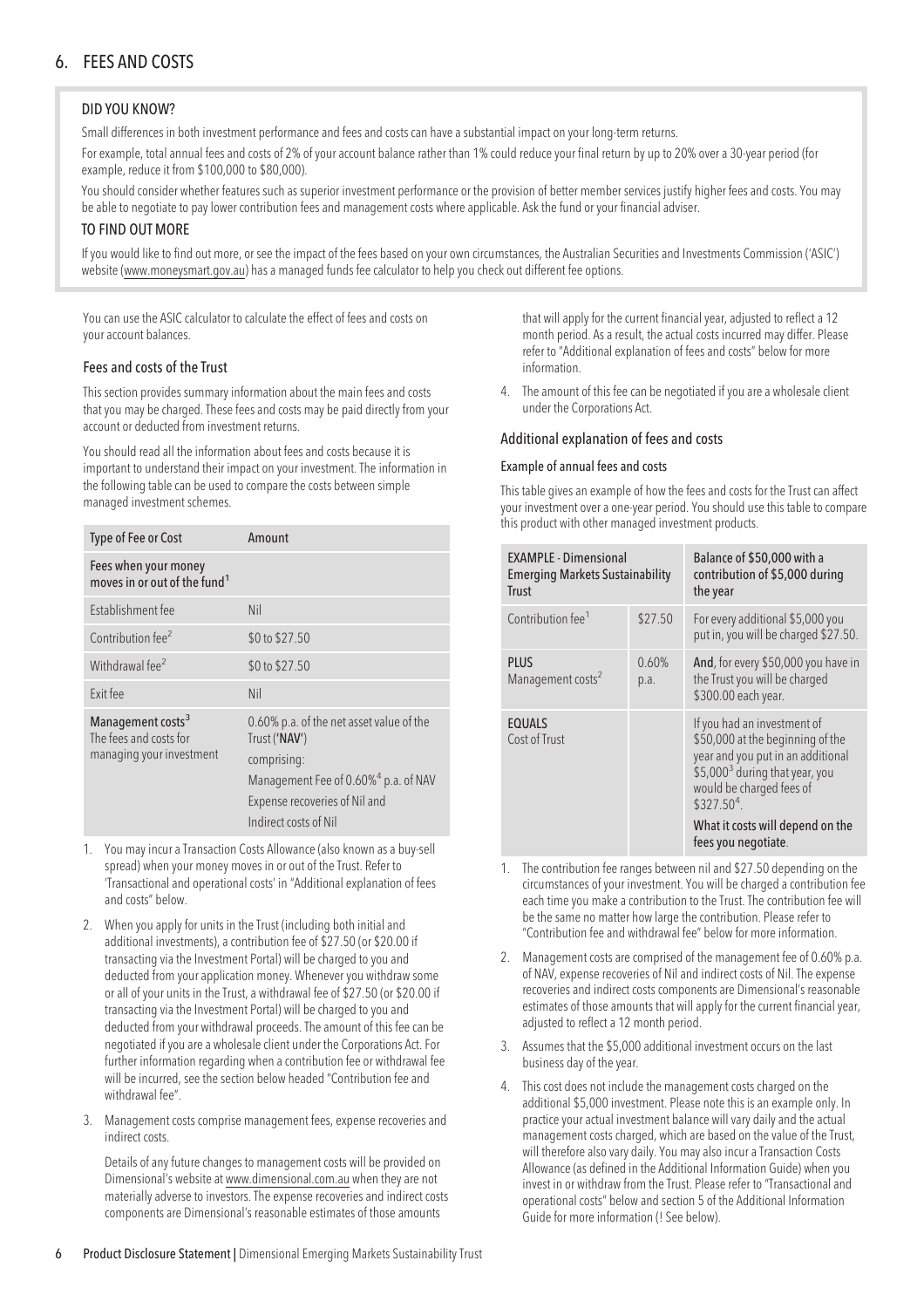# 6. FEES AND COSTS

## DID YOU KNOW?

Small differences in both investment performance and fees and costs can have a substantial impact on your long-term returns.

For example, total annual fees and costs of 2% of your account balance rather than 1% could reduce your final return by up to 20% over a 30-year period (for example, reduce it from $100,000 to $80,000).

You should consider whether features such as superior investment performance or the provision of better member services justify higher fees and costs. You may be able to negotiate to pay lower contribution fees and management costs where applicable. Ask the fund or your financial adviser.

## TO FIND OUT MORE

If you would like to find out more, or see the impact of the fees based on your own circumstances, the Australian Securities and Investments Commission ('ASIC') website (www.moneysmart.gov.au) has a managed funds fee calculator to help you check out different fee options.

You can use the ASIC calculator to calculate the effect of fees and costs on your account balances.

### Fees and costs of the Trust

This section provides summary information about the main fees and costs that you may be charged. These fees and costs may be paid directly from your account or deducted from investment returns.

You should read all the information about fees and costs because it is important to understand their impact on your investment. The information in the following table can be used to compare the costs between simple managed investment schemes.

| Type of Fee or Cost | Amount |
|---|---|
| Fees when your money moves in or out of the fund[1] | |
| Establishment fee | Nil |
| Contribution fee[2] | $0 to $27.50 |
| Withdrawal fee[2] | $0 to $27.50 |
| Exit fee | Nil |
| **Management costs[3]** The fees and costs for managing your investment | 0.60% p.a. of the net asset value of the Trust ('**NAV**') comprising: Management Fee of 0.60%[4] p.a. of NAV Expense recoveries of Nil and Indirect costs of Nil |

1. You may incur a Transaction Costs Allowance (also known as a buy-sell spread) when your money moves in or out of the Trust. Refer to 'Transactional and operational costs' in "Additional explanation of fees and costs" below.
2. When you apply for units in the Trust (including both initial and additional investments), a contribution fee of $27.50 (or $20.00 if transacting via the Investment Portal) will be charged to you and deducted from your application money. Whenever you withdraw some or all of your units in the Trust, a withdrawal fee of $27.50 (or $20.00 if transacting via the Investment Portal) will be charged to you and deducted from your withdrawal proceeds. The amount of this fee can be negotiated if you are a wholesale client under the Corporations Act. For further information regarding when a contribution fee or withdrawal fee will be incurred, see the section below headed "Contribution fee and withdrawal fee".
3. Management costs comprise management fees, expense recoveries and indirect costs.

   Details of any future changes to management costs will be provided on Dimensional's website at www.dimensional.com.au when they are not materially adverse to investors. The expense recoveries and indirect costs components are Dimensional's reasonable estimates of those amounts that will apply for the current financial year, adjusted to reflect a 12 month period. As a result, the actual costs incurred may differ. Please refer to "Additional explanation of fees and costs" below for more information.
4. The amount of this fee can be negotiated if you are a wholesale client under the Corporations Act.

### Additional explanation of fees and costs

#### Example of annual fees and costs

This table gives an example of how the fees and costs for the Trust can affect your investment over a one-year period. You should use this table to compare this product with other managed investment products.

| EXAMPLE - Dimensional Emerging Markets Sustainability Trust | | Balance of $50,000 with a contribution of $5,000 during the year |
|---|---|---|
| Contribution fee[1] | $27.50 | For every additional $5,000 you put in, you will be charged $27.50. |
| **PLUS** Management costs[2] | 0.60% p.a. | **And**, for every $50,000 you have in the Trust you will be charged $300.00 each year. |
| **EQUALS** Cost of Trust | | If you had an investment of $50,000 at the beginning of the year and you put in an additional $5,000[3] during that year, you would be charged fees of $327.50[4]. **What it costs will depend on the fees you negotiate.** |

1. The contribution fee ranges between nil and $27.50 depending on the circumstances of your investment. You will be charged a contribution fee each time you make a contribution to the Trust. The contribution fee will be the same no matter how large the contribution. Please refer to "Contribution fee and withdrawal fee" below for more information.
2. Management costs are comprised of the management fee of 0.60% p.a. of NAV, expense recoveries of Nil and indirect costs of Nil. The expense recoveries and indirect costs components are Dimensional's reasonable estimates of those amounts that will apply for the current financial year, adjusted to reflect a 12 month period.
3. Assumes that the $5,000 additional investment occurs on the last business day of the year.
4. This cost does not include the management costs charged on the additional $5,000 investment. Please note this is an example only. In practice your actual investment balance will vary daily and the actual management costs charged, which are based on the value of the Trust, will therefore also vary daily. You may also incur a Transaction Costs Allowance (as defined in the Additional Information Guide) when you invest in or withdraw from the Trust. Please refer to "Transactional and operational costs" below and section 5 of the Additional Information Guide for more information (! See below).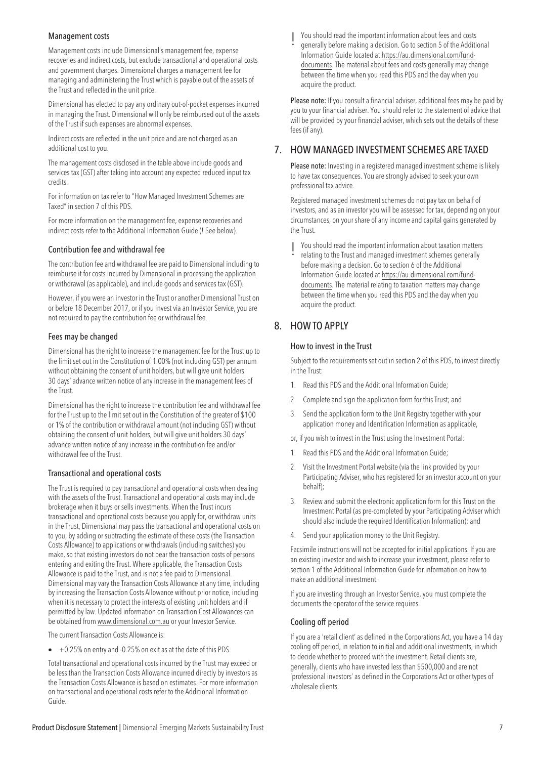### Management costs

Management costs include Dimensional's management fee, expense recoveries and indirect costs, but exclude transactional and operational costs and government charges. Dimensional charges a management fee for managing and administering the Trust which is payable out of the assets of the Trust and reflected in the unit price.

Dimensional has elected to pay any ordinary out-of-pocket expenses incurred in managing the Trust. Dimensional will only be reimbursed out of the assets of the Trust if such expenses are abnormal expenses.

Indirect costs are reflected in the unit price and are not charged as an additional cost to you.

The management costs disclosed in the table above include goods and services tax (GST) after taking into account any expected reduced input tax credits.

For information on tax refer to "How Managed Investment Schemes are Taxed" in section 7 of this PDS.

For more information on the management fee, expense recoveries and indirect costs refer to the Additional Information Guide (! See below).

### Contribution fee and withdrawal fee

The contribution fee and withdrawal fee are paid to Dimensional including to reimburse it for costs incurred by Dimensional in processing the application or withdrawal (as applicable), and include goods and services tax (GST).

However, if you were an investor in the Trust or another Dimensional Trust on or before 18 December 2017, or if you invest via an Investor Service, you are not required to pay the contribution fee or withdrawal fee.

### Fees may be changed

Dimensional has the right to increase the management fee for the Trust up to the limit set out in the Constitution of 1.00% (not including GST) per annum without obtaining the consent of unit holders, but will give unit holders 30 days' advance written notice of any increase in the management fees of the Trust.

Dimensional has the right to increase the contribution fee and withdrawal fee for the Trust up to the limit set out in the Constitution of the greater of $100 or 1% of the contribution or withdrawal amount (not including GST) without obtaining the consent of unit holders, but will give unit holders 30 days' advance written notice of any increase in the contribution fee and/or withdrawal fee of the Trust.

### Transactional and operational costs

The Trust is required to pay transactional and operational costs when dealing with the assets of the Trust. Transactional and operational costs may include brokerage when it buys or sells investments. When the Trust incurs transactional and operational costs because you apply for, or withdraw units in the Trust, Dimensional may pass the transactional and operational costs on to you, by adding or subtracting the estimate of these costs (the Transaction Costs Allowance) to applications or withdrawals (including switches) you make, so that existing investors do not bear the transaction costs of persons entering and exiting the Trust. Where applicable, the Transaction Costs Allowance is paid to the Trust, and is not a fee paid to Dimensional. Dimensional may vary the Transaction Cost Allowance at any time, including by increasing the Transaction Costs Allowance without prior notice, including when it is necessary to protect the interests of existing unit holders and if permitted by law. Updated information on Transaction Cost Allowances can be obtained from www.dimensional.com.au or your Investor Service.

The current Transaction Costs Allowance is:

- +0.25% on entry and -0.25% on exit as at the date of this PDS.

Total transactional and operational costs incurred by the Trust may exceed or be less than the Transaction Costs Allowance incurred directly by investors as the Transaction Costs Allowance is based on estimates. For more information on transactional and operational costs refer to the Additional Information Guide.

! You should read the important information about fees and costs generally before making a decision. Go to section 5 of the Additional Information Guide located at https://au.dimensional.com/fund-documents. The material about fees and costs generally may change between the time when you read this PDS and the day when you acquire the product.

**Please note:** If you consult a financial adviser, additional fees may be paid by you to your financial adviser. You should refer to the statement of advice that will be provided by your financial adviser, which sets out the details of these fees (if any).

## 7. HOW MANAGED INVESTMENT SCHEMES ARE TAXED

**Please note:** Investing in a registered managed investment scheme is likely to have tax consequences. You are strongly advised to seek your own professional tax advice.

Registered managed investment schemes do not pay tax on behalf of investors, and as an investor you will be assessed for tax, depending on your circumstances, on your share of any income and capital gains generated by the Trust.

! You should read the important information about taxation matters relating to the Trust and managed investment schemes generally before making a decision. Go to section 6 of the Additional Information Guide located at https://au.dimensional.com/fund-documents. The material relating to taxation matters may change between the time when you read this PDS and the day when you acquire the product.

## 8. HOW TO APPLY

### How to invest in the Trust

Subject to the requirements set out in section 2 of this PDS, to invest directly in the Trust:

1. Read this PDS and the Additional Information Guide;
2. Complete and sign the application form for this Trust; and
3. Send the application form to the Unit Registry together with your application money and Identification Information as applicable,

or, if you wish to invest in the Trust using the Investment Portal:

1. Read this PDS and the Additional Information Guide;
2. Visit the Investment Portal website (via the link provided by your Participating Adviser, who has registered for an investor account on your behalf);
3. Review and submit the electronic application form for this Trust on the Investment Portal (as pre-completed by your Participating Adviser which should also include the required Identification Information); and
4. Send your application money to the Unit Registry.

Facsimile instructions will not be accepted for initial applications. If you are an existing investor and wish to increase your investment, please refer to section 1 of the Additional Information Guide for information on how to make an additional investment.

If you are investing through an Investor Service, you must complete the documents the operator of the service requires.

### Cooling off period

If you are a 'retail client' as defined in the Corporations Act, you have a 14 day cooling off period, in relation to initial and additional investments, in which to decide whether to proceed with the investment. Retail clients are, generally, clients who have invested less than $500,000 and are not 'professional investors' as defined in the Corporations Act or other types of wholesale clients.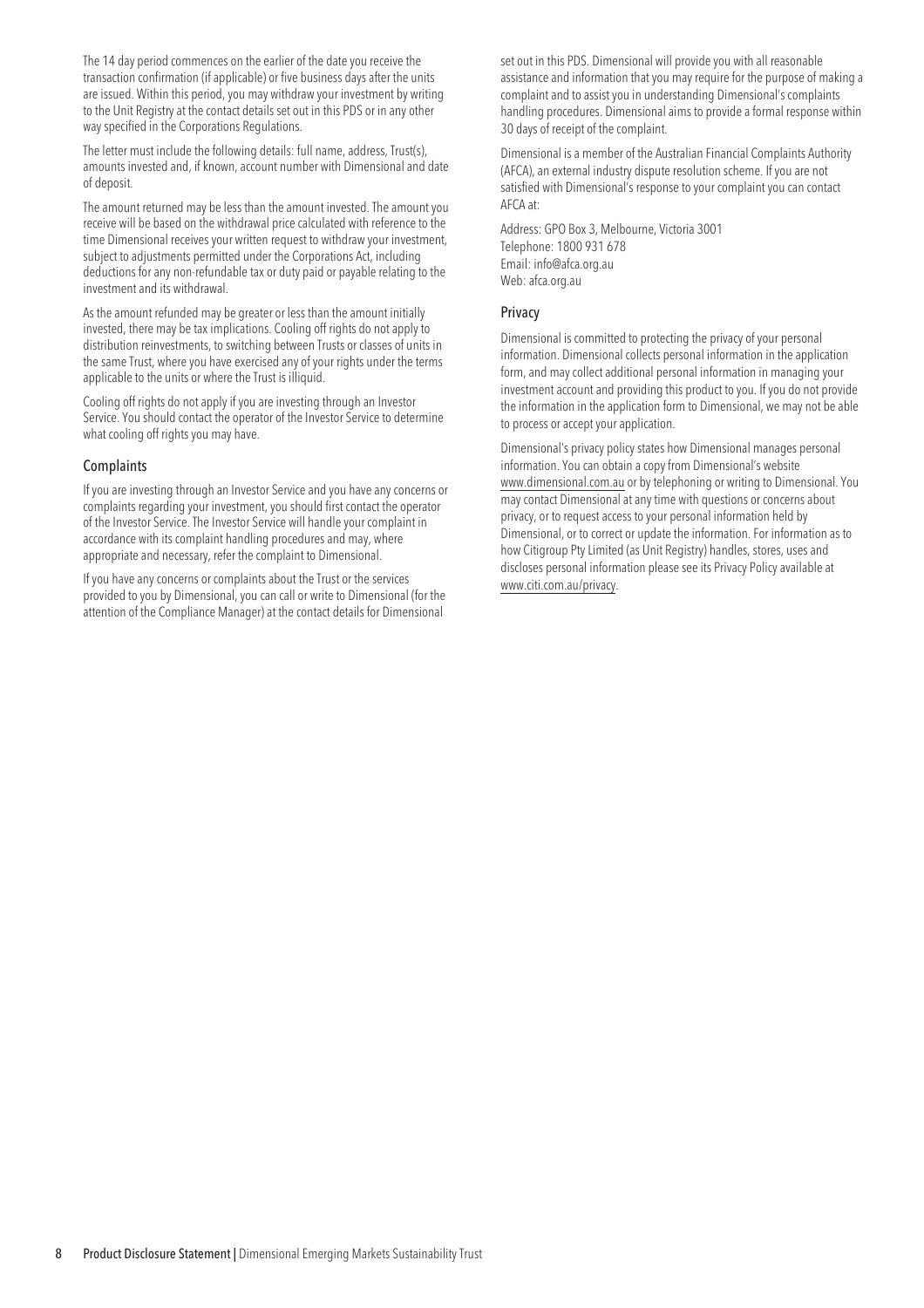The 14 day period commences on the earlier of the date you receive the transaction confirmation (if applicable) or five business days after the units are issued. Within this period, you may withdraw your investment by writing to the Unit Registry at the contact details set out in this PDS or in any other way specified in the Corporations Regulations.

The letter must include the following details: full name, address, Trust(s), amounts invested and, if known, account number with Dimensional and date of deposit.

The amount returned may be less than the amount invested. The amount you receive will be based on the withdrawal price calculated with reference to the time Dimensional receives your written request to withdraw your investment, subject to adjustments permitted under the Corporations Act, including deductions for any non-refundable tax or duty paid or payable relating to the investment and its withdrawal.

As the amount refunded may be greater or less than the amount initially invested, there may be tax implications. Cooling off rights do not apply to distribution reinvestments, to switching between Trusts or classes of units in the same Trust, where you have exercised any of your rights under the terms applicable to the units or where the Trust is illiquid.

Cooling off rights do not apply if you are investing through an Investor Service. You should contact the operator of the Investor Service to determine what cooling off rights you may have.

## Complaints

If you are investing through an Investor Service and you have any concerns or complaints regarding your investment, you should first contact the operator of the Investor Service. The Investor Service will handle your complaint in accordance with its complaint handling procedures and may, where appropriate and necessary, refer the complaint to Dimensional.

If you have any concerns or complaints about the Trust or the services provided to you by Dimensional, you can call or write to Dimensional (for the attention of the Compliance Manager) at the contact details for Dimensional set out in this PDS. Dimensional will provide you with all reasonable assistance and information that you may require for the purpose of making a complaint and to assist you in understanding Dimensional's complaints handling procedures. Dimensional aims to provide a formal response within 30 days of receipt of the complaint.

Dimensional is a member of the Australian Financial Complaints Authority (AFCA), an external industry dispute resolution scheme. If you are not satisfied with Dimensional's response to your complaint you can contact AFCA at:

Address: GPO Box 3, Melbourne, Victoria 3001
Telephone: 1800 931 678
Email: info@afca.org.au
Web: afca.org.au

## Privacy

Dimensional is committed to protecting the privacy of your personal information. Dimensional collects personal information in the application form, and may collect additional personal information in managing your investment account and providing this product to you. If you do not provide the information in the application form to Dimensional, we may not be able to process or accept your application.

Dimensional's privacy policy states how Dimensional manages personal information. You can obtain a copy from Dimensional's website www.dimensional.com.au or by telephoning or writing to Dimensional. You may contact Dimensional at any time with questions or concerns about privacy, or to request access to your personal information held by Dimensional, or to correct or update the information. For information as to how Citigroup Pty Limited (as Unit Registry) handles, stores, uses and discloses personal information please see its Privacy Policy available at www.citi.com.au/privacy.